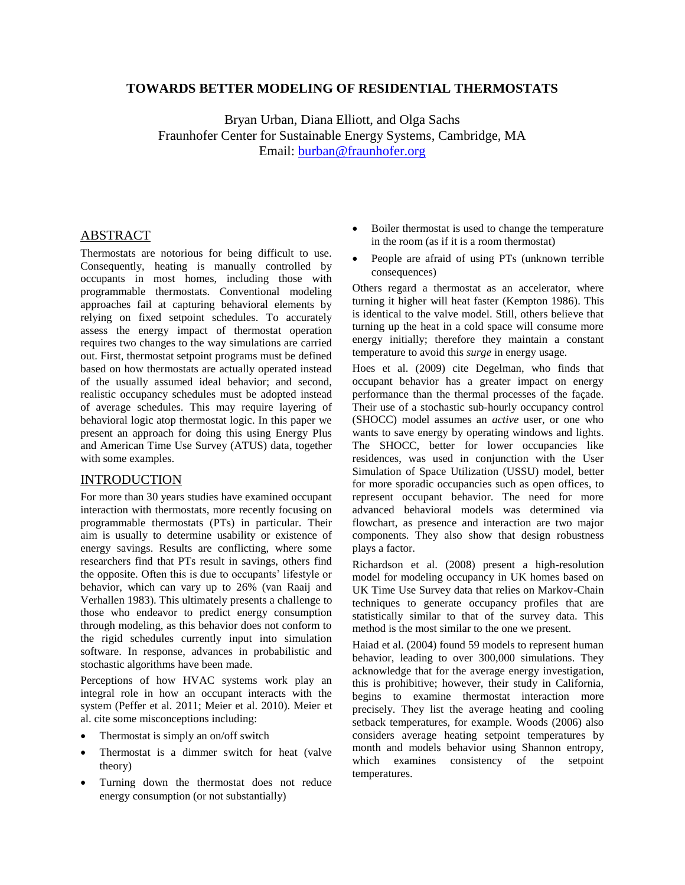# TOWARDS BETTER MODELING OF RESIDENTIAL THERMOSTATS

Bryan Urban, Diana Elliott, and Olga Sachs
Fraunhofer Center for Sustainable Energy Systems, Cambridge, MA
Email: burban@fraunhofer.org

## ABSTRACT

Thermostats are notorious for being difficult to use. Consequently, heating is manually controlled by occupants in most homes, including those with programmable thermostats. Conventional modeling approaches fail at capturing behavioral elements by relying on fixed setpoint schedules. To accurately assess the energy impact of thermostat operation requires two changes to the way simulations are carried out. First, thermostat setpoint programs must be defined based on how thermostats are actually operated instead of the usually assumed ideal behavior; and second, realistic occupancy schedules must be adopted instead of average schedules. This may require layering of behavioral logic atop thermostat logic. In this paper we present an approach for doing this using Energy Plus and American Time Use Survey (ATUS) data, together with some examples.

## INTRODUCTION

For more than 30 years studies have examined occupant interaction with thermostats, more recently focusing on programmable thermostats (PTs) in particular. Their aim is usually to determine usability or existence of energy savings. Results are conflicting, where some researchers find that PTs result in savings, others find the opposite. Often this is due to occupants' lifestyle or behavior, which can vary up to 26% (van Raaij and Verhallen 1983). This ultimately presents a challenge to those who endeavor to predict energy consumption through modeling, as this behavior does not conform to the rigid schedules currently input into simulation software. In response, advances in probabilistic and stochastic algorithms have been made.

Perceptions of how HVAC systems work play an integral role in how an occupant interacts with the system (Peffer et al. 2011; Meier et al. 2010). Meier et al. cite some misconceptions including:

- Thermostat is simply an on/off switch
- Thermostat is a dimmer switch for heat (valve theory)
- Turning down the thermostat does not reduce energy consumption (or not substantially)
- Boiler thermostat is used to change the temperature in the room (as if it is a room thermostat)
- People are afraid of using PTs (unknown terrible consequences)

Others regard a thermostat as an accelerator, where turning it higher will heat faster (Kempton 1986). This is identical to the valve model. Still, others believe that turning up the heat in a cold space will consume more energy initially; therefore they maintain a constant temperature to avoid this *surge* in energy usage.

Hoes et al. (2009) cite Degelman, who finds that occupant behavior has a greater impact on energy performance than the thermal processes of the façade. Their use of a stochastic sub-hourly occupancy control (SHOCC) model assumes an *active* user, or one who wants to save energy by operating windows and lights. The SHOCC, better for lower occupancies like residences, was used in conjunction with the User Simulation of Space Utilization (USSU) model, better for more sporadic occupancies such as open offices, to represent occupant behavior. The need for more advanced behavioral models was determined via flowchart, as presence and interaction are two major components. They also show that design robustness plays a factor.

Richardson et al. (2008) present a high-resolution model for modeling occupancy in UK homes based on UK Time Use Survey data that relies on Markov-Chain techniques to generate occupancy profiles that are statistically similar to that of the survey data. This method is the most similar to the one we present.

Haiad et al. (2004) found 59 models to represent human behavior, leading to over 300,000 simulations. They acknowledge that for the average energy investigation, this is prohibitive; however, their study in California, begins to examine thermostat interaction more precisely. They list the average heating and cooling setback temperatures, for example. Woods (2006) also considers average heating setpoint temperatures by month and models behavior using Shannon entropy, which examines consistency of the setpoint temperatures.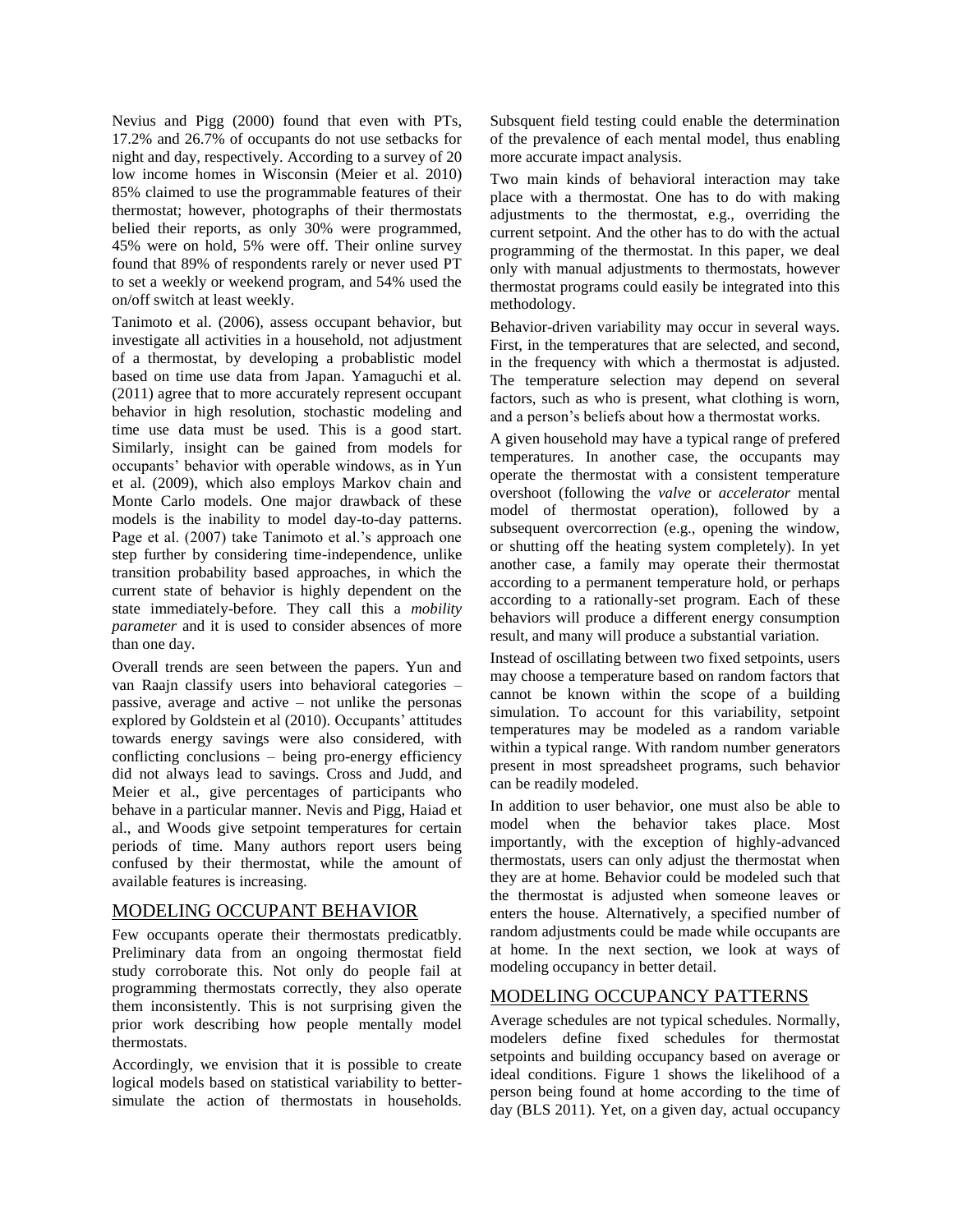Nevius and Pigg (2000) found that even with PTs, 17.2% and 26.7% of occupants do not use setbacks for night and day, respectively. According to a survey of 20 low income homes in Wisconsin (Meier et al. 2010) 85% claimed to use the programmable features of their thermostat; however, photographs of their thermostats belied their reports, as only 30% were programmed, 45% were on hold, 5% were off. Their online survey found that 89% of respondents rarely or never used PT to set a weekly or weekend program, and 54% used the on/off switch at least weekly.

Tanimoto et al. (2006), assess occupant behavior, but investigate all activities in a household, not adjustment of a thermostat, by developing a probablistic model based on time use data from Japan. Yamaguchi et al. (2011) agree that to more accurately represent occupant behavior in high resolution, stochastic modeling and time use data must be used. This is a good start. Similarly, insight can be gained from models for occupants' behavior with operable windows, as in Yun et al. (2009), which also employs Markov chain and Monte Carlo models. One major drawback of these models is the inability to model day-to-day patterns. Page et al. (2007) take Tanimoto et al.'s approach one step further by considering time-independence, unlike transition probability based approaches, in which the current state of behavior is highly dependent on the state immediately-before. They call this a *mobility parameter* and it is used to consider absences of more than one day.

Overall trends are seen between the papers. Yun and van Raajn classify users into behavioral categories – passive, average and active – not unlike the personas explored by Goldstein et al (2010). Occupants' attitudes towards energy savings were also considered, with conflicting conclusions – being pro-energy efficiency did not always lead to savings. Cross and Judd, and Meier et al., give percentages of participants who behave in a particular manner. Nevis and Pigg, Haiad et al., and Woods give setpoint temperatures for certain periods of time. Many authors report users being confused by their thermostat, while the amount of available features is increasing.

## MODELING OCCUPANT BEHAVIOR

Few occupants operate their thermostats predicatbly. Preliminary data from an ongoing thermostat field study corroborate this. Not only do people fail at programming thermostats correctly, they also operate them inconsistently. This is not surprising given the prior work describing how people mentally model thermostats.

Accordingly, we envision that it is possible to create logical models based on statistical variability to better-simulate the action of thermostats in households. Subsquent field testing could enable the determination of the prevalence of each mental model, thus enabling more accurate impact analysis.

Two main kinds of behavioral interaction may take place with a thermostat. One has to do with making adjustments to the thermostat, e.g., overriding the current setpoint. And the other has to do with the actual programming of the thermostat. In this paper, we deal only with manual adjustments to thermostats, however thermostat programs could easily be integrated into this methodology.

Behavior-driven variability may occur in several ways. First, in the temperatures that are selected, and second, in the frequency with which a thermostat is adjusted. The temperature selection may depend on several factors, such as who is present, what clothing is worn, and a person's beliefs about how a thermostat works.

A given household may have a typical range of prefered temperatures. In another case, the occupants may operate the thermostat with a consistent temperature overshoot (following the *valve* or *accelerator* mental model of thermostat operation), followed by a subsequent overcorrection (e.g., opening the window, or shutting off the heating system completely). In yet another case, a family may operate their thermostat according to a permanent temperature hold, or perhaps according to a rationally-set program. Each of these behaviors will produce a different energy consumption result, and many will produce a substantial variation.

Instead of oscillating between two fixed setpoints, users may choose a temperature based on random factors that cannot be known within the scope of a building simulation. To account for this variability, setpoint temperatures may be modeled as a random variable within a typical range. With random number generators present in most spreadsheet programs, such behavior can be readily modeled.

In addition to user behavior, one must also be able to model when the behavior takes place. Most importantly, with the exception of highly-advanced thermostats, users can only adjust the thermostat when they are at home. Behavior could be modeled such that the thermostat is adjusted when someone leaves or enters the house. Alternatively, a specified number of random adjustments could be made while occupants are at home. In the next section, we look at ways of modeling occupancy in better detail.

## MODELING OCCUPANCY PATTERNS

Average schedules are not typical schedules. Normally, modelers define fixed schedules for thermostat setpoints and building occupancy based on average or ideal conditions. Figure 1 shows the likelihood of a person being found at home according to the time of day (BLS 2011). Yet, on a given day, actual occupancy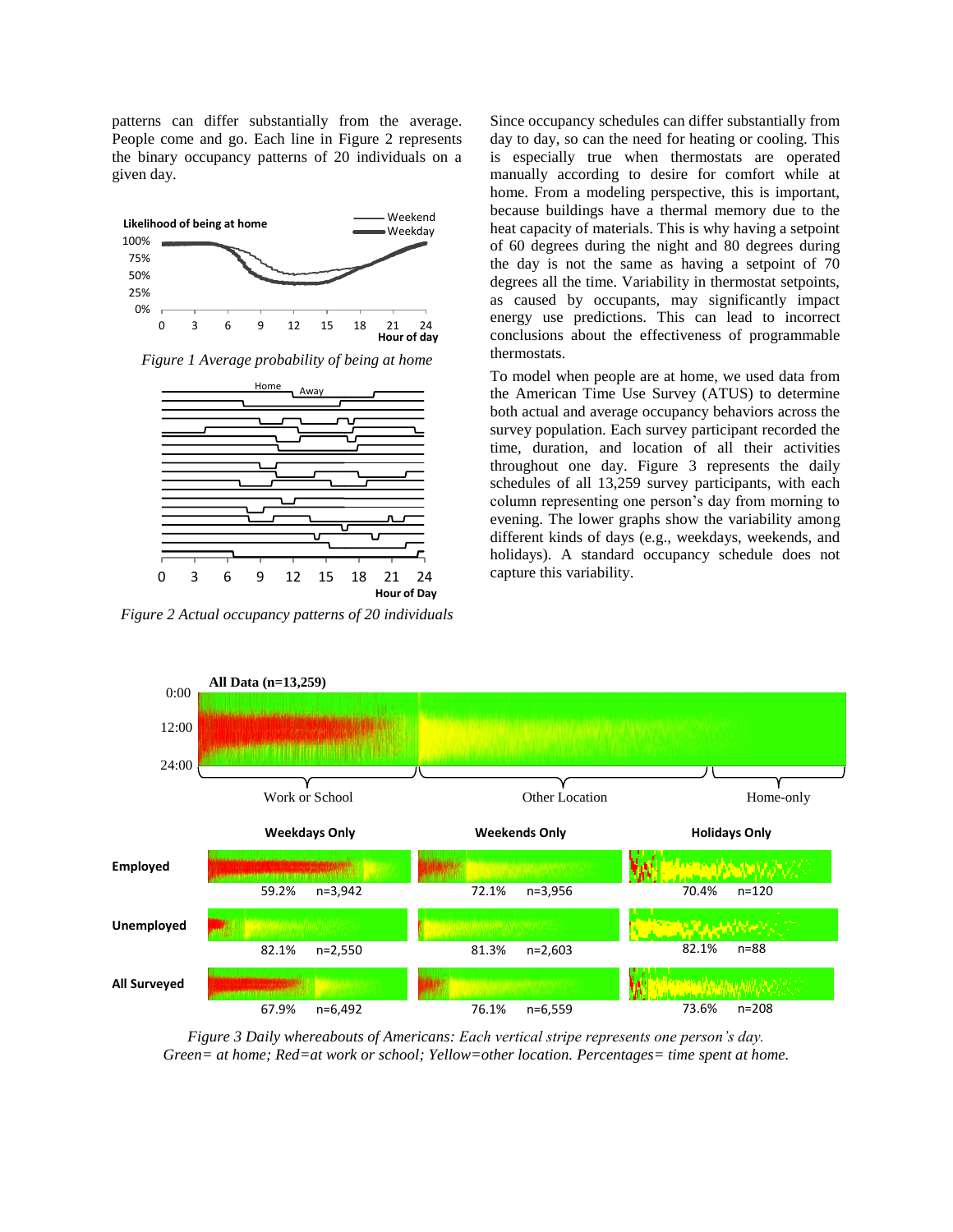patterns can differ substantially from the average. People come and go. Each line in Figure 2 represents the binary occupancy patterns of 20 individuals on a given day.

*Figure 1 Average probability of being at home*

*Figure 2 Actual occupancy patterns of 20 individuals*

Since occupancy schedules can differ substantially from day to day, so can the need for heating or cooling. This is especially true when thermostats are operated manually according to desire for comfort while at home. From a modeling perspective, this is important, because buildings have a thermal memory due to the heat capacity of materials. This is why having a setpoint of 60 degrees during the night and 80 degrees during the day is not the same as having a setpoint of 70 degrees all the time. Variability in thermostat setpoints, as caused by occupants, may significantly impact energy use predictions. This can lead to incorrect conclusions about the effectiveness of programmable thermostats.

To model when people are at home, we used data from the American Time Use Survey (ATUS) to determine both actual and average occupancy behaviors across the survey population. Each survey participant recorded the time, duration, and location of all their activities throughout one day. Figure 3 represents the daily schedules of all 13,259 survey participants, with each column representing one person's day from morning to evening. The lower graphs show the variability among different kinds of days (e.g., weekdays, weekends, and holidays). A standard occupancy schedule does not capture this variability.

*Figure 3 Daily whereabouts of Americans: Each vertical stripe represents one person's day. Green= at home; Red=at work or school; Yellow=other location. Percentages= time spent at home.*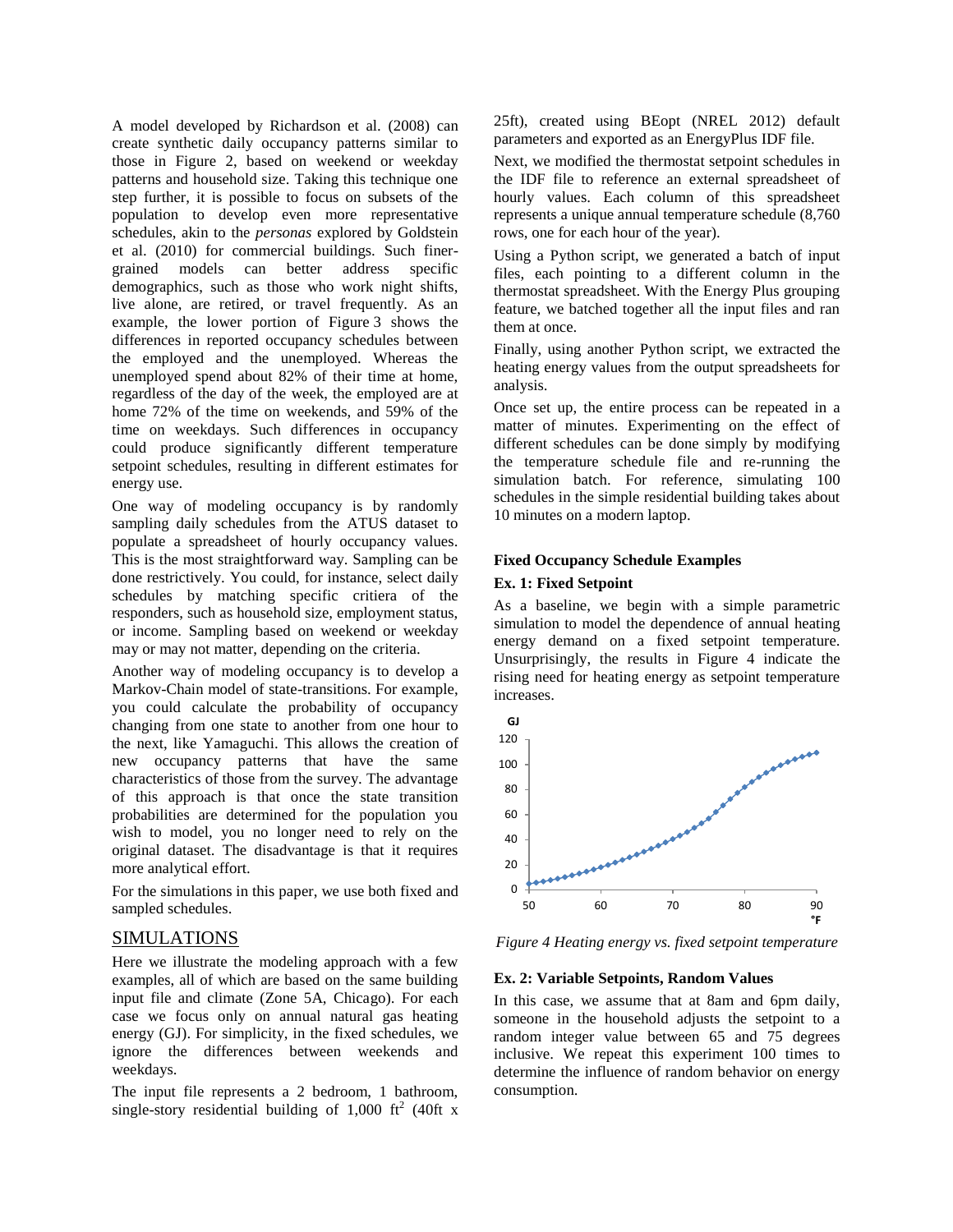A model developed by Richardson et al. (2008) can create synthetic daily occupancy patterns similar to those in Figure 2, based on weekend or weekday patterns and household size. Taking this technique one step further, it is possible to focus on subsets of the population to develop even more representative schedules, akin to the *personas* explored by Goldstein et al. (2010) for commercial buildings. Such finer-grained models can better address specific demographics, such as those who work night shifts, live alone, are retired, or travel frequently. As an example, the lower portion of Figure 3 shows the differences in reported occupancy schedules between the employed and the unemployed. Whereas the unemployed spend about 82% of their time at home, regardless of the day of the week, the employed are at home 72% of the time on weekends, and 59% of the time on weekdays. Such differences in occupancy could produce significantly different temperature setpoint schedules, resulting in different estimates for energy use.

One way of modeling occupancy is by randomly sampling daily schedules from the ATUS dataset to populate a spreadsheet of hourly occupancy values. This is the most straightforward way. Sampling can be done restrictively. You could, for instance, select daily schedules by matching specific critiera of the responders, such as household size, employment status, or income. Sampling based on weekend or weekday may or may not matter, depending on the criteria.

Another way of modeling occupancy is to develop a Markov-Chain model of state-transitions. For example, you could calculate the probability of occupancy changing from one state to another from one hour to the next, like Yamaguchi. This allows the creation of new occupancy patterns that have the same characteristics of those from the survey. The advantage of this approach is that once the state transition probabilities are determined for the population you wish to model, you no longer need to rely on the original dataset. The disadvantage is that it requires more analytical effort.

For the simulations in this paper, we use both fixed and sampled schedules.

## SIMULATIONS

Here we illustrate the modeling approach with a few examples, all of which are based on the same building input file and climate (Zone 5A, Chicago). For each case we focus only on annual natural gas heating energy (GJ). For simplicity, in the fixed schedules, we ignore the differences between weekends and weekdays.

The input file represents a 2 bedroom, 1 bathroom, single-story residential building of 1,000 ft$^2$ (40ft x 25ft), created using BEopt (NREL 2012) default parameters and exported as an EnergyPlus IDF file.

Next, we modified the thermostat setpoint schedules in the IDF file to reference an external spreadsheet of hourly values. Each column of this spreadsheet represents a unique annual temperature schedule (8,760 rows, one for each hour of the year).

Using a Python script, we generated a batch of input files, each pointing to a different column in the thermostat spreadsheet. With the Energy Plus grouping feature, we batched together all the input files and ran them at once.

Finally, using another Python script, we extracted the heating energy values from the output spreadsheets for analysis.

Once set up, the entire process can be repeated in a matter of minutes. Experimenting on the effect of different schedules can be done simply by modifying the temperature schedule file and re-running the simulation batch. For reference, simulating 100 schedules in the simple residential building takes about 10 minutes on a modern laptop.

### Fixed Occupancy Schedule Examples

#### Ex. 1: Fixed Setpoint

As a baseline, we begin with a simple parametric simulation to model the dependence of annual heating energy demand on a fixed setpoint temperature. Unsurprisingly, the results in Figure 4 indicate the rising need for heating energy as setpoint temperature increases.

*Figure 4 Heating energy vs. fixed setpoint temperature*

#### Ex. 2: Variable Setpoints, Random Values

In this case, we assume that at 8am and 6pm daily, someone in the household adjusts the setpoint to a random integer value between 65 and 75 degrees inclusive. We repeat this experiment 100 times to determine the influence of random behavior on energy consumption.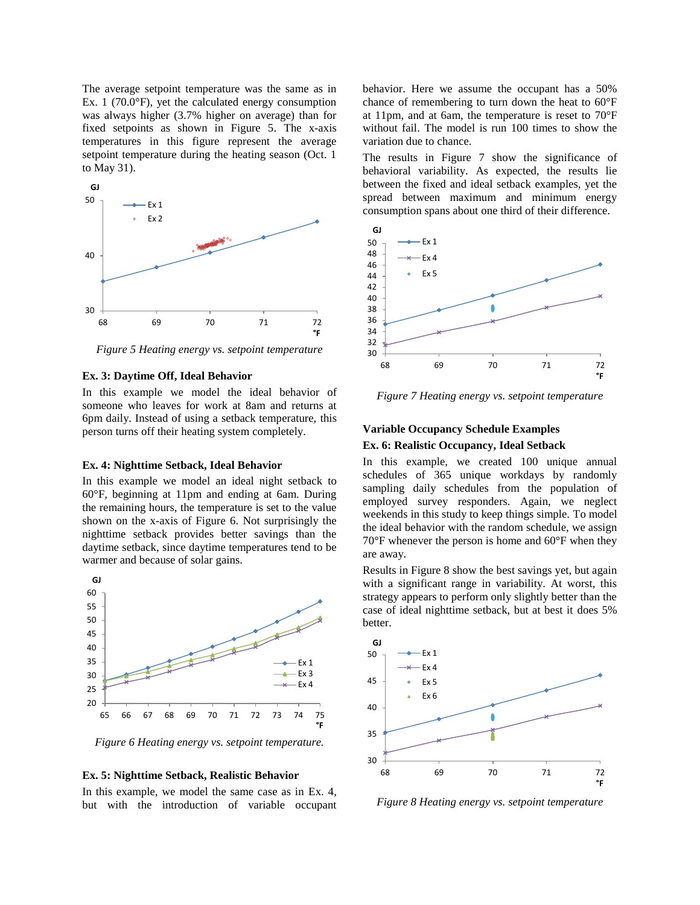The average setpoint temperature was the same as in Ex. 1 (70.0°F), yet the calculated energy consumption was always higher (3.7% higher on average) than for fixed setpoints as shown in Figure 5. The x-axis temperatures in this figure represent the average setpoint temperature during the heating season (Oct. 1 to May 31).

*Figure 5 Heating energy vs. setpoint temperature*

**Ex. 3: Daytime Off, Ideal Behavior**

In this example we model the ideal behavior of someone who leaves for work at 8am and returns at 6pm daily. Instead of using a setback temperature, this person turns off their heating system completely.

**Ex. 4: Nighttime Setback, Ideal Behavior**

In this example we model an ideal night setback to 60°F, beginning at 11pm and ending at 6am. During the remaining hours, the temperature is set to the value shown on the x-axis of Figure 6. Not surprisingly the nighttime setback provides better savings than the daytime setback, since daytime temperatures tend to be warmer and because of solar gains.

*Figure 6 Heating energy vs. setpoint temperature.*

**Ex. 5: Nighttime Setback, Realistic Behavior**

In this example, we model the same case as in Ex. 4, but with the introduction of variable occupant behavior. Here we assume the occupant has a 50% chance of remembering to turn down the heat to 60°F at 11pm, and at 6am, the temperature is reset to 70°F without fail. The model is run 100 times to show the variation due to chance.

The results in Figure 7 show the significance of behavioral variability. As expected, the results lie between the fixed and ideal setback examples, yet the spread between maximum and minimum energy consumption spans about one third of their difference.

*Figure 7 Heating energy vs. setpoint temperature*

**Variable Occupancy Schedule Examples**

**Ex. 6: Realistic Occupancy, Ideal Setback**

In this example, we created 100 unique annual schedules of 365 unique workdays by randomly sampling daily schedules from the population of employed survey responders. Again, we neglect weekends in this study to keep things simple. To model the ideal behavior with the random schedule, we assign 70°F whenever the person is home and 60°F when they are away.

Results in Figure 8 show the best savings yet, but again with a significant range in variability. At worst, this strategy appears to perform only slightly better than the case of ideal nighttime setback, but at best it does 5% better.

*Figure 8 Heating energy vs. setpoint temperature*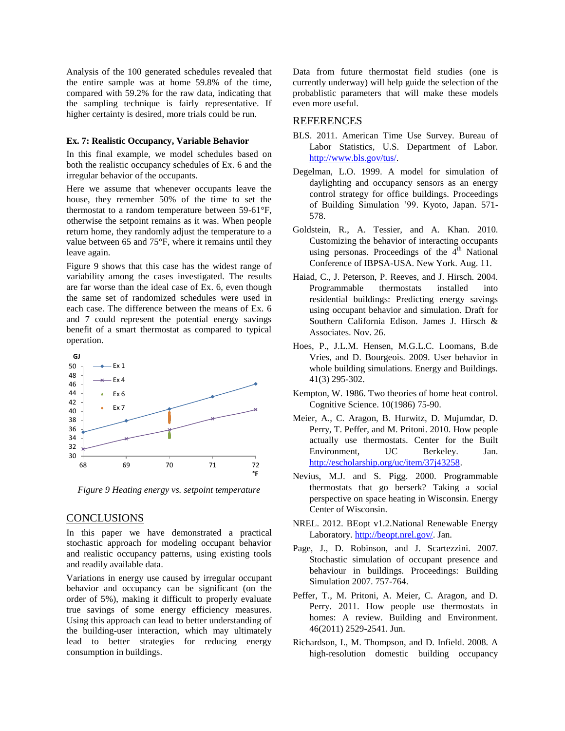Analysis of the 100 generated schedules revealed that the entire sample was at home 59.8% of the time, compared with 59.2% for the raw data, indicating that the sampling technique is fairly representative. If higher certainty is desired, more trials could be run.

### Ex. 7: Realistic Occupancy, Variable Behavior

In this final example, we model schedules based on both the realistic occupancy schedules of Ex. 6 and the irregular behavior of the occupants.

Here we assume that whenever occupants leave the house, they remember 50% of the time to set the thermostat to a random temperature between 59-61°F, otherwise the setpoint remains as it was. When people return home, they randomly adjust the temperature to a value between 65 and 75°F, where it remains until they leave again.

Figure 9 shows that this case has the widest range of variability among the cases investigated. The results are far worse than the ideal case of Ex. 6, even though the same set of randomized schedules were used in each case. The difference between the means of Ex. 6 and 7 could represent the potential energy savings benefit of a smart thermostat as compared to typical operation.

*Figure 9 Heating energy vs. setpoint temperature*

## CONCLUSIONS

In this paper we have demonstrated a practical stochastic approach for modeling occupant behavior and realistic occupancy patterns, using existing tools and readily available data.

Variations in energy use caused by irregular occupant behavior and occupancy can be significant (on the order of 5%), making it difficult to properly evaluate true savings of some energy efficiency measures. Using this approach can lead to better understanding of the building-user interaction, which may ultimately lead to better strategies for reducing energy consumption in buildings.

Data from future thermostat field studies (one is currently underway) will help guide the selection of the probablistic parameters that will make these models even more useful.

## REFERENCES

BLS. 2011. American Time Use Survey. Bureau of Labor Statistics, U.S. Department of Labor. http://www.bls.gov/tus/.

Degelman, L.O. 1999. A model for simulation of daylighting and occupancy sensors as an energy control strategy for office buildings. Proceedings of Building Simulation '99. Kyoto, Japan. 571-578.

Goldstein, R., A. Tessier, and A. Khan. 2010. Customizing the behavior of interacting occupants using personas. Proceedings of the 4th National Conference of IBPSA-USA. New York. Aug. 11.

Haiad, C., J. Peterson, P. Reeves, and J. Hirsch. 2004. Programmable thermostats installed into residential buildings: Predicting energy savings using occupant behavior and simulation. Draft for Southern California Edison. James J. Hirsch & Associates. Nov. 26.

Hoes, P., J.L.M. Hensen, M.G.L.C. Loomans, B.de Vries, and D. Bourgeois. 2009. User behavior in whole building simulations. Energy and Buildings. 41(3) 295-302.

Kempton, W. 1986. Two theories of home heat control. Cognitive Science. 10(1986) 75-90.

Meier, A., C. Aragon, B. Hurwitz, D. Mujumdar, D. Perry, T. Peffer, and M. Pritoni. 2010. How people actually use thermostats. Center for the Built Environment, UC Berkeley. Jan. http://escholarship.org/uc/item/37j43258.

Nevius, M.J. and S. Pigg. 2000. Programmable thermostats that go berserk? Taking a social perspective on space heating in Wisconsin. Energy Center of Wisconsin.

NREL. 2012. BEopt v1.2.National Renewable Energy Laboratory. http://beopt.nrel.gov/. Jan.

Page, J., D. Robinson, and J. Scartezzini. 2007. Stochastic simulation of occupant presence and behaviour in buildings. Proceedings: Building Simulation 2007. 757-764.

Peffer, T., M. Pritoni, A. Meier, C. Aragon, and D. Perry. 2011. How people use thermostats in homes: A review. Building and Environment. 46(2011) 2529-2541. Jun.

Richardson, I., M. Thompson, and D. Infield. 2008. A high-resolution domestic building occupancy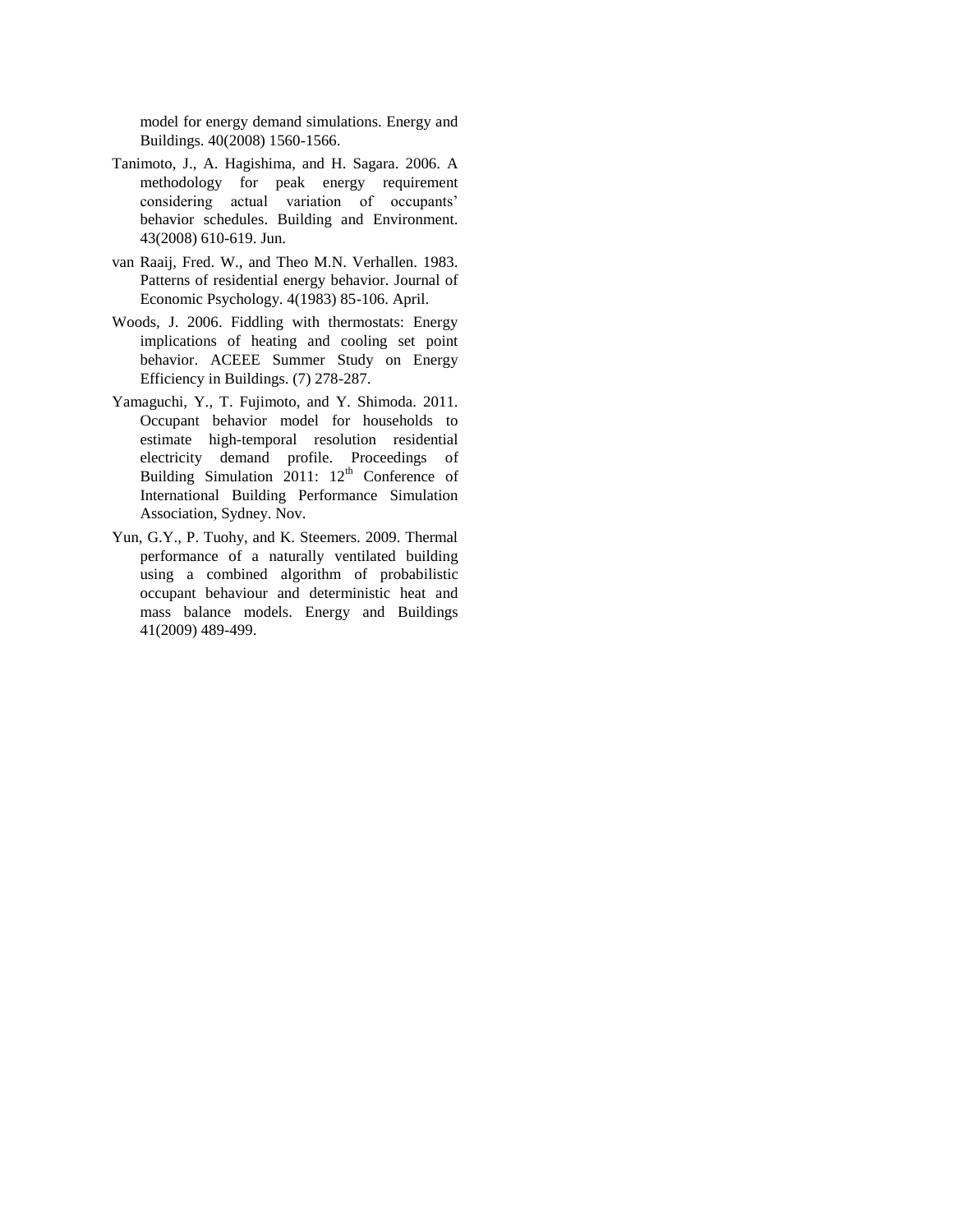model for energy demand simulations. Energy and Buildings. 40(2008) 1560-1566.

Tanimoto, J., A. Hagishima, and H. Sagara. 2006. A methodology for peak energy requirement considering actual variation of occupants' behavior schedules. Building and Environment. 43(2008) 610-619. Jun.

van Raaij, Fred. W., and Theo M.N. Verhallen. 1983. Patterns of residential energy behavior. Journal of Economic Psychology. 4(1983) 85-106. April.

Woods, J. 2006. Fiddling with thermostats: Energy implications of heating and cooling set point behavior. ACEEE Summer Study on Energy Efficiency in Buildings. (7) 278-287.

Yamaguchi, Y., T. Fujimoto, and Y. Shimoda. 2011. Occupant behavior model for households to estimate high-temporal resolution residential electricity demand profile. Proceedings of Building Simulation 2011: 12th Conference of International Building Performance Simulation Association, Sydney. Nov.

Yun, G.Y., P. Tuohy, and K. Steemers. 2009. Thermal performance of a naturally ventilated building using a combined algorithm of probabilistic occupant behaviour and deterministic heat and mass balance models. Energy and Buildings 41(2009) 489-499.